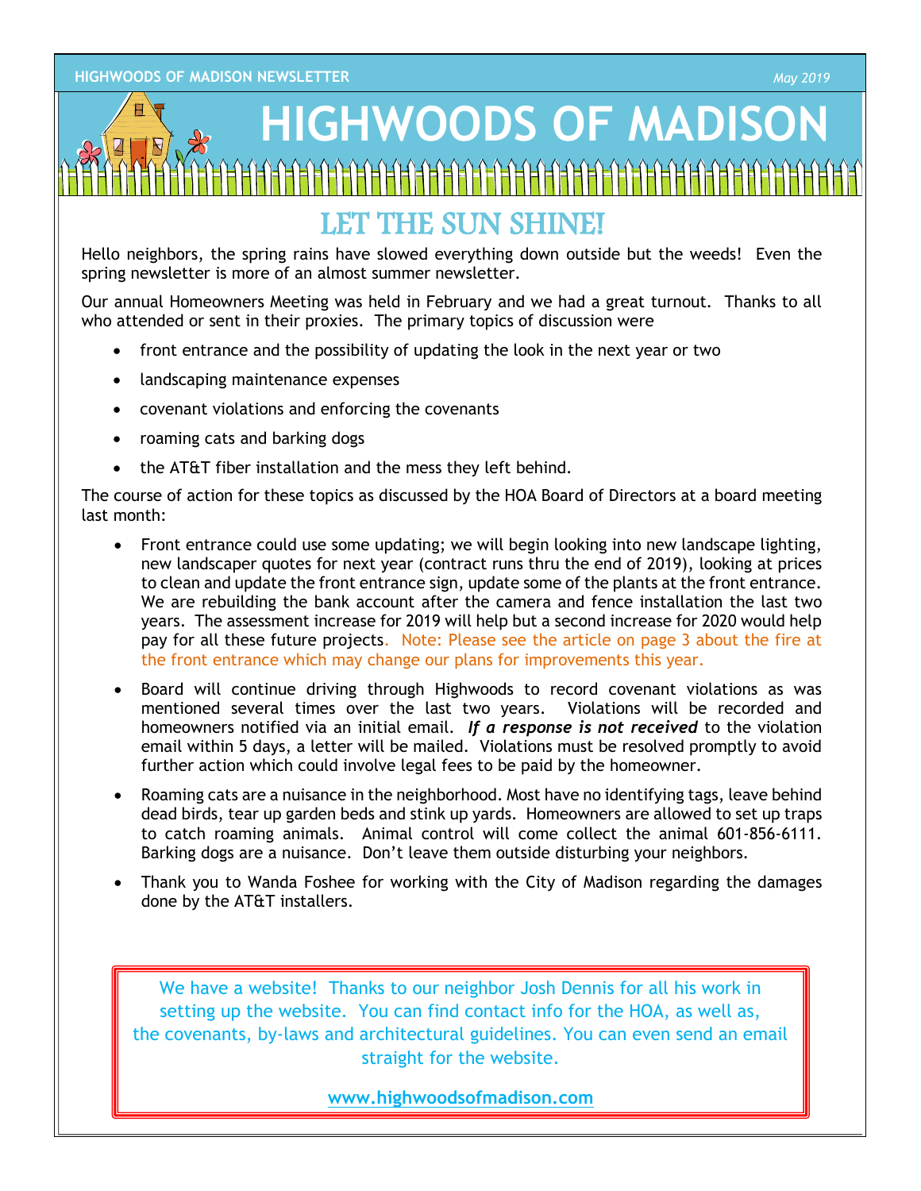# HIGHWOODS OF MADISON

## LET THE SUN SHINE!

Hello neighbors, the spring rains have slowed everything down outside but the weeds! Even the spring newsletter is more of an almost summer newsletter.

Our annual Homeowners Meeting was held in February and we had a great turnout. Thanks to all who attended or sent in their proxies. The primary topics of discussion were

- front entrance and the possibility of updating the look in the next year or two
- landscaping maintenance expenses
- covenant violations and enforcing the covenants
- roaming cats and barking dogs
- the AT&T fiber installation and the mess they left behind.

The course of action for these topics as discussed by the HOA Board of Directors at a board meeting last month:

- Front entrance could use some updating; we will begin looking into new landscape lighting, new landscaper quotes for next year (contract runs thru the end of 2019), looking at prices to clean and update the front entrance sign, update some of the plants at the front entrance. We are rebuilding the bank account after the camera and fence installation the last two years. The assessment increase for 2019 will help but a second increase for 2020 would help pay for all these future projects. Note: Please see the article on page 3 about the fire at the front entrance which may change our plans for improvements this year.
- Board will continue driving through Highwoods to record covenant violations as was mentioned several times over the last two years. Violations will be recorded and homeowners notified via an initial email. ***If a response is not received*** to the violation email within 5 days, a letter will be mailed. Violations must be resolved promptly to avoid further action which could involve legal fees to be paid by the homeowner.
- Roaming cats are a nuisance in the neighborhood. Most have no identifying tags, leave behind dead birds, tear up garden beds and stink up yards. Homeowners are allowed to set up traps to catch roaming animals. Animal control will come collect the animal 601-856-6111. Barking dogs are a nuisance. Don't leave them outside disturbing your neighbors.
- Thank you to Wanda Foshee for working with the City of Madison regarding the damages done by the AT&T installers.

We have a website! Thanks to our neighbor Josh Dennis for all his work in setting up the website. You can find contact info for the HOA, as well as, the covenants, by-laws and architectural guidelines. You can even send an email straight for the website.

**www.highwoodsofmadison.com**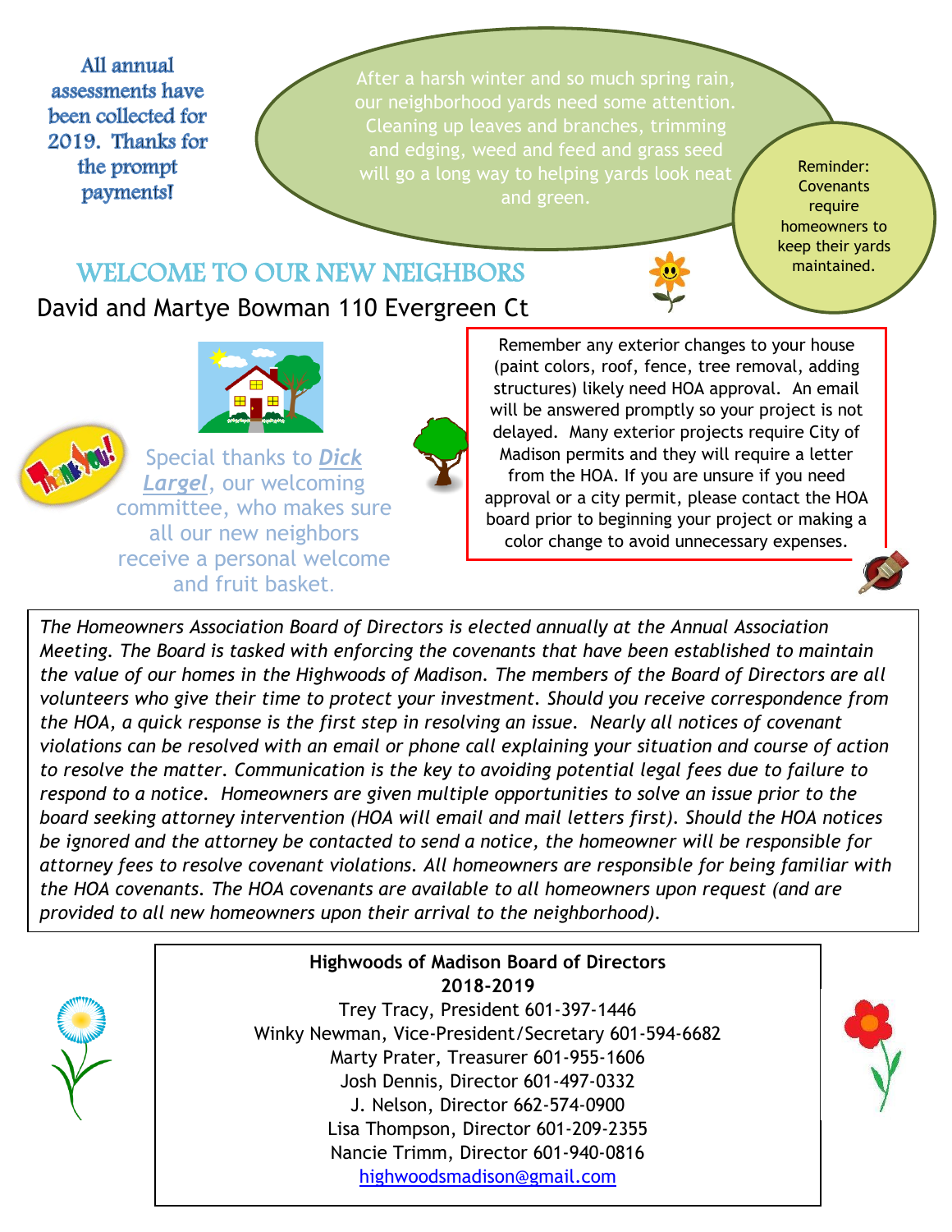All annual assessments have been collected for 2019. Thanks for the prompt payments!

After a harsh winter and so much spring rain, our neighborhood yards need some attention. Cleaning up leaves and branches, trimming and edging, weed and feed and grass seed will go a long way to helping yards look neat and green.

Reminder: Covenants require homeowners to keep their yards maintained.

## WELCOME TO OUR NEW NEIGHBORS

David and Martye Bowman 110 Evergreen Ct

Special thanks to ***Dick Largel***, our welcoming committee, who makes sure all our new neighbors receive a personal welcome and fruit basket.

Remember any exterior changes to your house (paint colors, roof, fence, tree removal, adding structures) likely need HOA approval. An email will be answered promptly so your project is not delayed. Many exterior projects require City of Madison permits and they will require a letter from the HOA. If you are unsure if you need approval or a city permit, please contact the HOA board prior to beginning your project or making a color change to avoid unnecessary expenses.

*The Homeowners Association Board of Directors is elected annually at the Annual Association Meeting. The Board is tasked with enforcing the covenants that have been established to maintain the value of our homes in the Highwoods of Madison. The members of the Board of Directors are all volunteers who give their time to protect your investment. Should you receive correspondence from the HOA, a quick response is the first step in resolving an issue. Nearly all notices of covenant violations can be resolved with an email or phone call explaining your situation and course of action to resolve the matter. Communication is the key to avoiding potential legal fees due to failure to respond to a notice. Homeowners are given multiple opportunities to solve an issue prior to the board seeking attorney intervention (HOA will email and mail letters first). Should the HOA notices be ignored and the attorney be contacted to send a notice, the homeowner will be responsible for attorney fees to resolve covenant violations. All homeowners are responsible for being familiar with the HOA covenants. The HOA covenants are available to all homeowners upon request (and are provided to all new homeowners upon their arrival to the neighborhood).*

**Highwoods of Madison Board of Directors**
**2018-2019**

Trey Tracy, President 601-397-1446
Winky Newman, Vice-President/Secretary 601-594-6682
Marty Prater, Treasurer 601-955-1606
Josh Dennis, Director 601-497-0332
J. Nelson, Director 662-574-0900
Lisa Thompson, Director 601-209-2355
Nancie Trimm, Director 601-940-0816
highwoodsmadison@gmail.com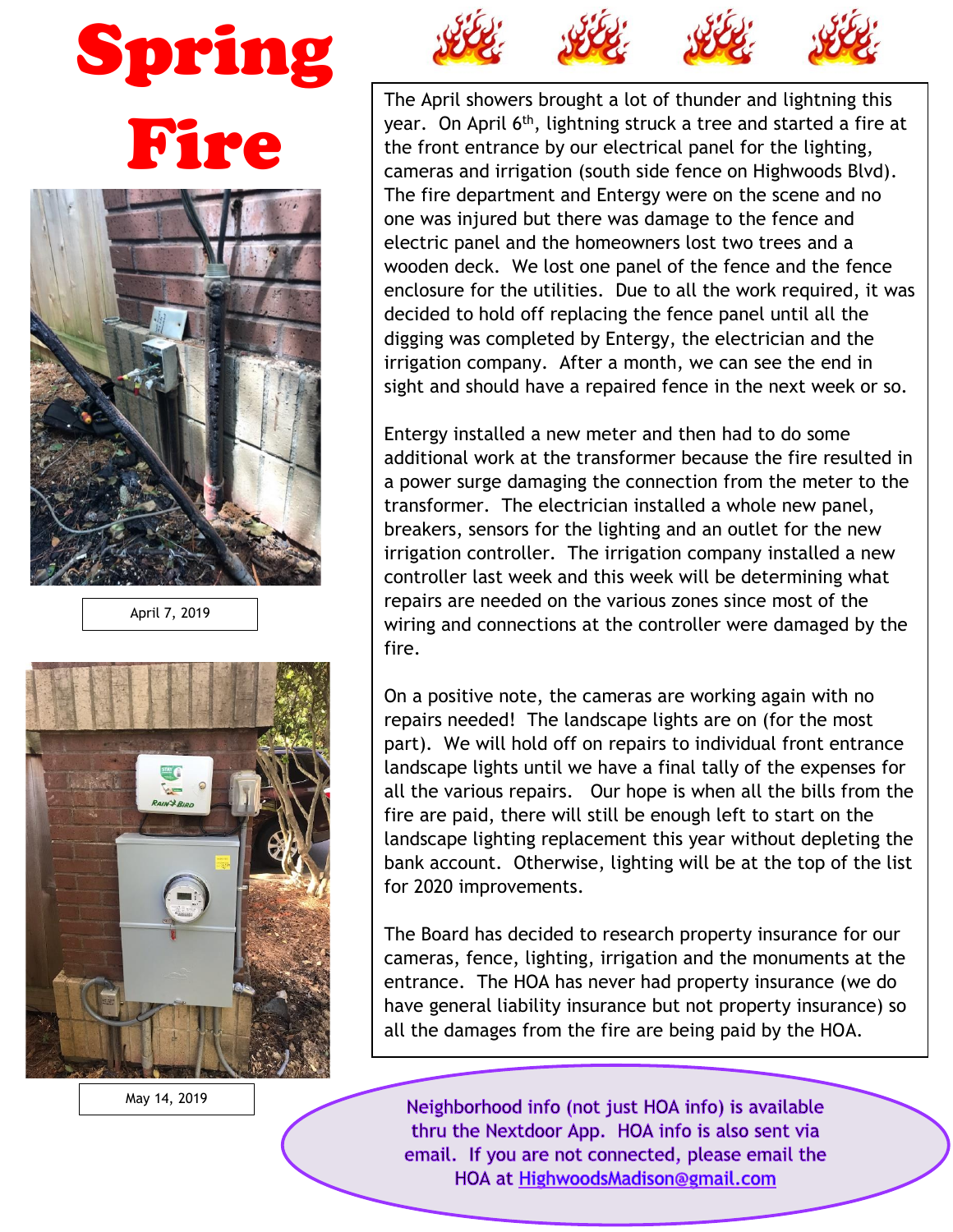# Spring Fire

April 7, 2019

May 14, 2019

The April showers brought a lot of thunder and lightning this year. On April 6th, lightning struck a tree and started a fire at the front entrance by our electrical panel for the lighting, cameras and irrigation (south side fence on Highwoods Blvd). The fire department and Entergy were on the scene and no one was injured but there was damage to the fence and electric panel and the homeowners lost two trees and a wooden deck. We lost one panel of the fence and the fence enclosure for the utilities. Due to all the work required, it was decided to hold off replacing the fence panel until all the digging was completed by Entergy, the electrician and the irrigation company. After a month, we can see the end in sight and should have a repaired fence in the next week or so.

Entergy installed a new meter and then had to do some additional work at the transformer because the fire resulted in a power surge damaging the connection from the meter to the transformer. The electrician installed a whole new panel, breakers, sensors for the lighting and an outlet for the new irrigation controller. The irrigation company installed a new controller last week and this week will be determining what repairs are needed on the various zones since most of the wiring and connections at the controller were damaged by the fire.

On a positive note, the cameras are working again with no repairs needed! The landscape lights are on (for the most part). We will hold off on repairs to individual front entrance landscape lights until we have a final tally of the expenses for all the various repairs. Our hope is when all the bills from the fire are paid, there will still be enough left to start on the landscape lighting replacement this year without depleting the bank account. Otherwise, lighting will be at the top of the list for 2020 improvements.

The Board has decided to research property insurance for our cameras, fence, lighting, irrigation and the monuments at the entrance. The HOA has never had property insurance (we do have general liability insurance but not property insurance) so all the damages from the fire are being paid by the HOA.

Neighborhood info (not just HOA info) is available thru the Nextdoor App. HOA info is also sent via email. If you are not connected, please email the HOA at HighwoodsMadison@gmail.com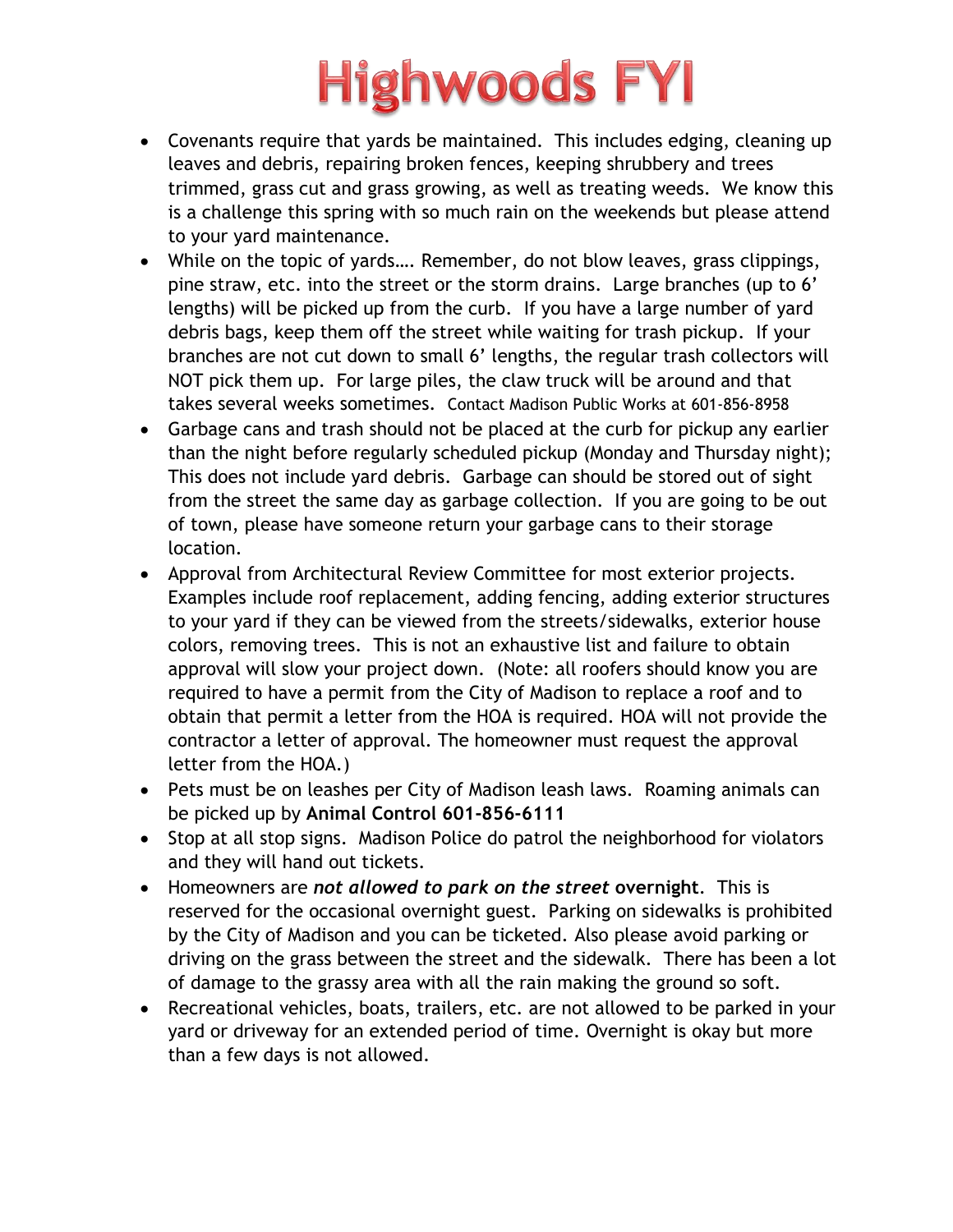# Highwoods FYI

- Covenants require that yards be maintained. This includes edging, cleaning up leaves and debris, repairing broken fences, keeping shrubbery and trees trimmed, grass cut and grass growing, as well as treating weeds. We know this is a challenge this spring with so much rain on the weekends but please attend to your yard maintenance.
- While on the topic of yards…. Remember, do not blow leaves, grass clippings, pine straw, etc. into the street or the storm drains. Large branches (up to 6' lengths) will be picked up from the curb. If you have a large number of yard debris bags, keep them off the street while waiting for trash pickup. If your branches are not cut down to small 6' lengths, the regular trash collectors will NOT pick them up. For large piles, the claw truck will be around and that takes several weeks sometimes. Contact Madison Public Works at 601-856-8958
- Garbage cans and trash should not be placed at the curb for pickup any earlier than the night before regularly scheduled pickup (Monday and Thursday night); This does not include yard debris. Garbage can should be stored out of sight from the street the same day as garbage collection. If you are going to be out of town, please have someone return your garbage cans to their storage location.
- Approval from Architectural Review Committee for most exterior projects. Examples include roof replacement, adding fencing, adding exterior structures to your yard if they can be viewed from the streets/sidewalks, exterior house colors, removing trees. This is not an exhaustive list and failure to obtain approval will slow your project down. (Note: all roofers should know you are required to have a permit from the City of Madison to replace a roof and to obtain that permit a letter from the HOA is required. HOA will not provide the contractor a letter of approval. The homeowner must request the approval letter from the HOA.)
- Pets must be on leashes per City of Madison leash laws. Roaming animals can be picked up by **Animal Control 601-856-6111**
- Stop at all stop signs. Madison Police do patrol the neighborhood for violators and they will hand out tickets.
- Homeowners are ***not allowed to park on the street*** **overnight**. This is reserved for the occasional overnight guest. Parking on sidewalks is prohibited by the City of Madison and you can be ticketed. Also please avoid parking or driving on the grass between the street and the sidewalk. There has been a lot of damage to the grassy area with all the rain making the ground so soft.
- Recreational vehicles, boats, trailers, etc. are not allowed to be parked in your yard or driveway for an extended period of time. Overnight is okay but more than a few days is not allowed.